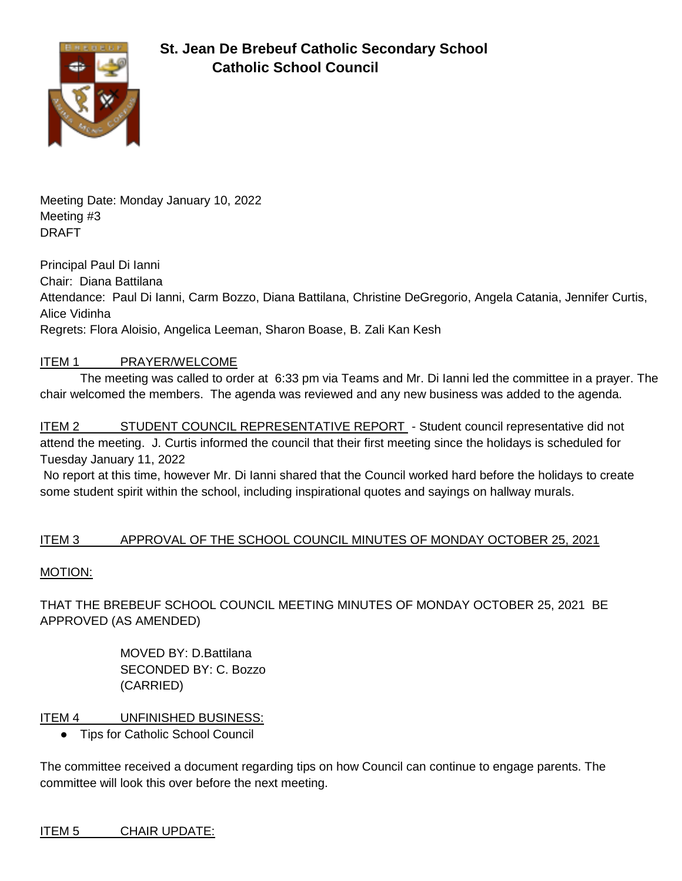# St. Jean De Brebeuf Catholic Secondary School
## Catholic School Council

Meeting Date: Monday January 10, 2022
Meeting #3
DRAFT

Principal Paul Di Ianni
Chair: Diana Battilana
Attendance: Paul Di Ianni, Carm Bozzo, Diana Battilana, Christine DeGregorio, Angela Catania, Jennifer Curtis, Alice Vidinha
Regrets: Flora Aloisio, Angelica Leeman, Sharon Boase, B. Zali Kan Kesh

ITEM 1 PRAYER/WELCOME

The meeting was called to order at 6:33 pm via Teams and Mr. Di Ianni led the committee in a prayer. The chair welcomed the members. The agenda was reviewed and any new business was added to the agenda.

ITEM 2 STUDENT COUNCIL REPRESENTATIVE REPORT - Student council representative did not attend the meeting. J. Curtis informed the council that their first meeting since the holidays is scheduled for Tuesday January 11, 2022

No report at this time, however Mr. Di Ianni shared that the Council worked hard before the holidays to create some student spirit within the school, including inspirational quotes and sayings on hallway murals.

ITEM 3 APPROVAL OF THE SCHOOL COUNCIL MINUTES OF MONDAY OCTOBER 25, 2021

MOTION:

THAT THE BREBEUF SCHOOL COUNCIL MEETING MINUTES OF MONDAY OCTOBER 25, 2021 BE APPROVED (AS AMENDED)

MOVED BY: D.Battilana
SECONDED BY: C. Bozzo
(CARRIED)

ITEM 4 UNFINISHED BUSINESS:

- Tips for Catholic School Council

The committee received a document regarding tips on how Council can continue to engage parents. The committee will look this over before the next meeting.

ITEM 5 CHAIR UPDATE: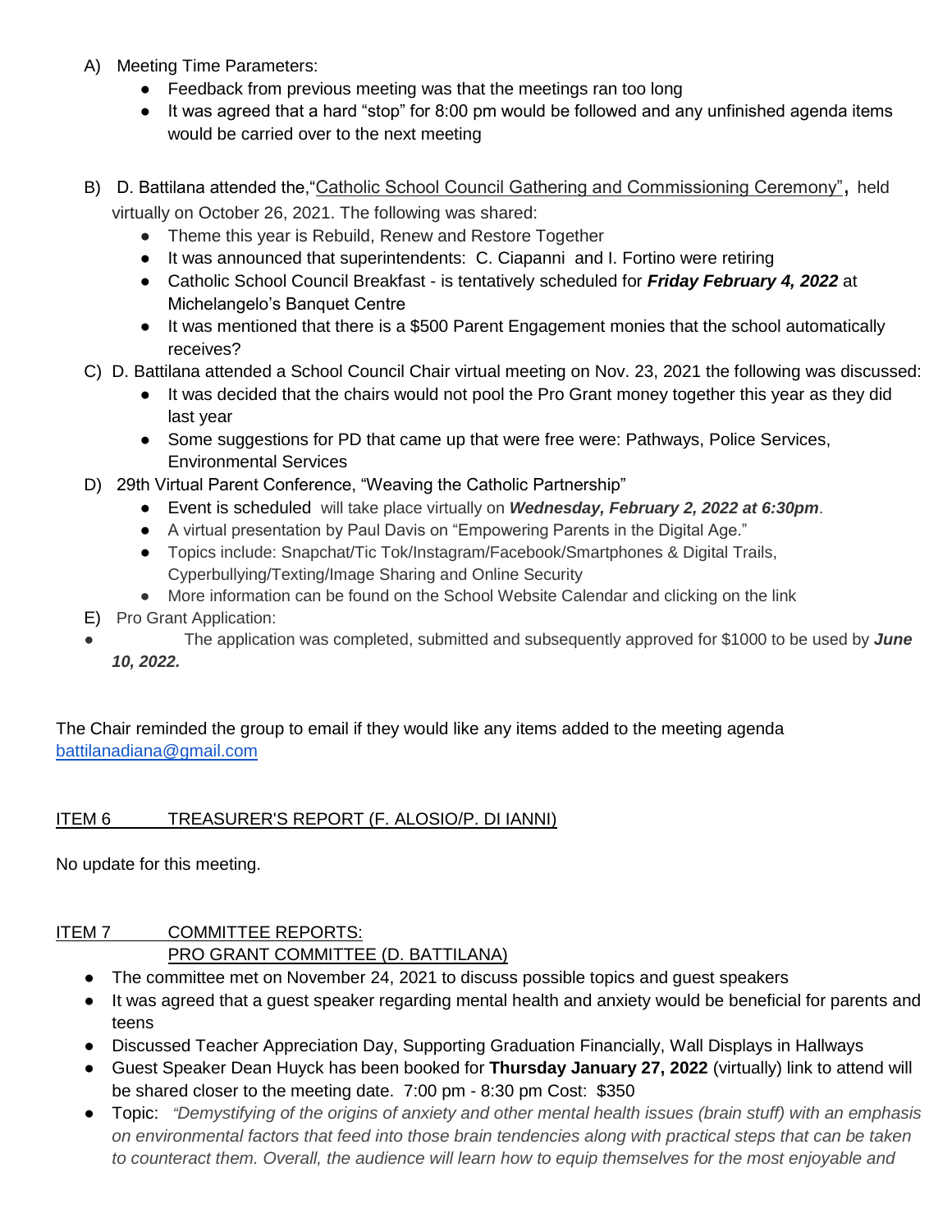A) Meeting Time Parameters:

- Feedback from previous meeting was that the meetings ran too long
- It was agreed that a hard "stop" for 8:00 pm would be followed and any unfinished agenda items would be carried over to the next meeting

B) D. Battilana attended the,"Catholic School Council Gathering and Commissioning Ceremony", held virtually on October 26, 2021. The following was shared:

- Theme this year is Rebuild, Renew and Restore Together
- It was announced that superintendents: C. Ciapanni and I. Fortino were retiring
- Catholic School Council Breakfast - is tentatively scheduled for ***Friday February 4, 2022*** at Michelangelo's Banquet Centre
- It was mentioned that there is a $500 Parent Engagement monies that the school automatically receives?

C) D. Battilana attended a School Council Chair virtual meeting on Nov. 23, 2021 the following was discussed:

- It was decided that the chairs would not pool the Pro Grant money together this year as they did last year
- Some suggestions for PD that came up that were free were: Pathways, Police Services, Environmental Services

D) 29th Virtual Parent Conference, "Weaving the Catholic Partnership"

- Event is scheduled will take place virtually on ***Wednesday, February 2, 2022 at 6:30pm***.
- A virtual presentation by Paul Davis on "Empowering Parents in the Digital Age."
- Topics include: Snapchat/Tic Tok/Instagram/Facebook/Smartphones & Digital Trails, Cyperbullying/Texting/Image Sharing and Online Security
- More information can be found on the School Website Calendar and clicking on the link

E) Pro Grant Application:

- The application was completed, submitted and subsequently approved for $1000 to be used by ***June 10, 2022.***

The Chair reminded the group to email if they would like any items added to the meeting agenda battilanadiana@gmail.com

ITEM 6 TREASURER'S REPORT (F. ALOSIO/P. DI IANNI)

No update for this meeting.

ITEM 7 COMMITTEE REPORTS:
PRO GRANT COMMITTEE (D. BATTILANA)

- The committee met on November 24, 2021 to discuss possible topics and guest speakers
- It was agreed that a guest speaker regarding mental health and anxiety would be beneficial for parents and teens
- Discussed Teacher Appreciation Day, Supporting Graduation Financially, Wall Displays in Hallways
- Guest Speaker Dean Huyck has been booked for **Thursday January 27, 2022** (virtually) link to attend will be shared closer to the meeting date. 7:00 pm - 8:30 pm Cost: $350
- Topic: *"Demystifying of the origins of anxiety and other mental health issues (brain stuff) with an emphasis on environmental factors that feed into those brain tendencies along with practical steps that can be taken to counteract them. Overall, the audience will learn how to equip themselves for the most enjoyable and*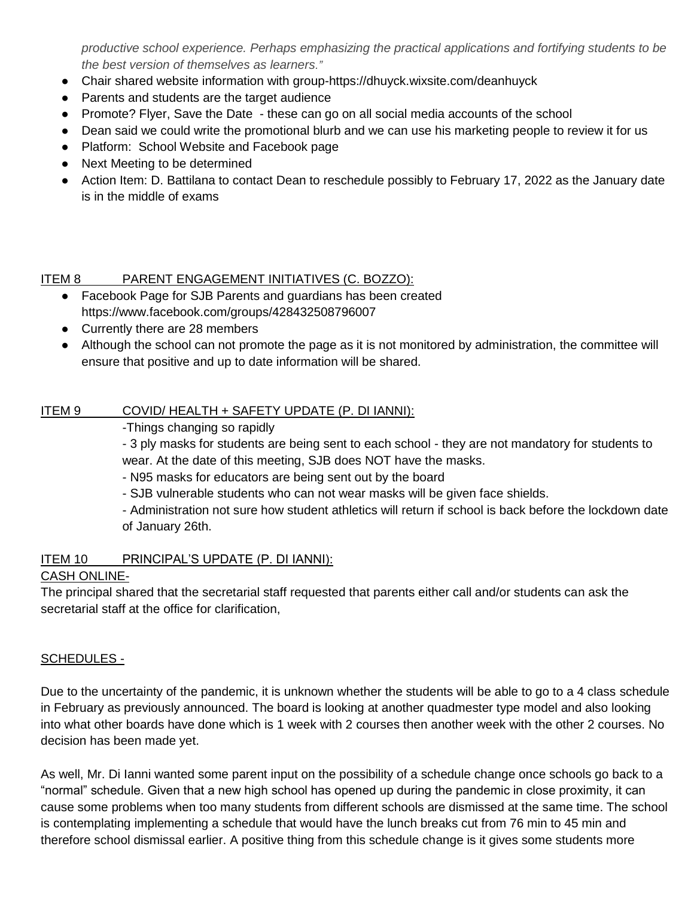*productive school experience. Perhaps emphasizing the practical applications and fortifying students to be the best version of themselves as learners."*

- Chair shared website information with group-https://dhuyck.wixsite.com/deanhuyck
- Parents and students are the target audience
- Promote? Flyer, Save the Date - these can go on all social media accounts of the school
- Dean said we could write the promotional blurb and we can use his marketing people to review it for us
- Platform: School Website and Facebook page
- Next Meeting to be determined
- Action Item: D. Battilana to contact Dean to reschedule possibly to February 17, 2022 as the January date is in the middle of exams

ITEM 8 PARENT ENGAGEMENT INITIATIVES (C. BOZZO):

- Facebook Page for SJB Parents and guardians has been created https://www.facebook.com/groups/428432508796007
- Currently there are 28 members
- Although the school can not promote the page as it is not monitored by administration, the committee will ensure that positive and up to date information will be shared.

ITEM 9 COVID/ HEALTH + SAFETY UPDATE (P. DI IANNI):

-Things changing so rapidly

- 3 ply masks for students are being sent to each school - they are not mandatory for students to wear. At the date of this meeting, SJB does NOT have the masks.

- N95 masks for educators are being sent out by the board

- SJB vulnerable students who can not wear masks will be given face shields.

- Administration not sure how student athletics will return if school is back before the lockdown date of January 26th.

ITEM 10 PRINCIPAL'S UPDATE (P. DI IANNI):

CASH ONLINE-

The principal shared that the secretarial staff requested that parents either call and/or students can ask the secretarial staff at the office for clarification,

SCHEDULES -

Due to the uncertainty of the pandemic, it is unknown whether the students will be able to go to a 4 class schedule in February as previously announced. The board is looking at another quadmester type model and also looking into what other boards have done which is 1 week with 2 courses then another week with the other 2 courses. No decision has been made yet.

As well, Mr. Di Ianni wanted some parent input on the possibility of a schedule change once schools go back to a "normal" schedule. Given that a new high school has opened up during the pandemic in close proximity, it can cause some problems when too many students from different schools are dismissed at the same time. The school is contemplating implementing a schedule that would have the lunch breaks cut from 76 min to 45 min and therefore school dismissal earlier. A positive thing from this schedule change is it gives some students more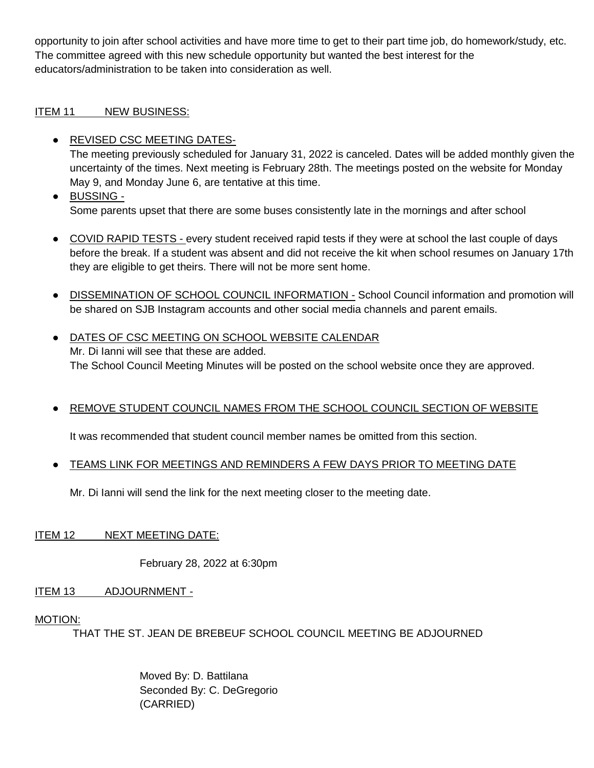opportunity to join after school activities and have more time to get to their part time job, do homework/study, etc. The committee agreed with this new schedule opportunity but wanted the best interest for the educators/administration to be taken into consideration as well.

ITEM 11 NEW BUSINESS:

- REVISED CSC MEETING DATES-
  The meeting previously scheduled for January 31, 2022 is canceled. Dates will be added monthly given the uncertainty of the times. Next meeting is February 28th. The meetings posted on the website for Monday May 9, and Monday June 6, are tentative at this time.
- BUSSING -
  Some parents upset that there are some buses consistently late in the mornings and after school
- COVID RAPID TESTS - every student received rapid tests if they were at school the last couple of days before the break. If a student was absent and did not receive the kit when school resumes on January 17th they are eligible to get theirs. There will not be more sent home.
- DISSEMINATION OF SCHOOL COUNCIL INFORMATION - School Council information and promotion will be shared on SJB Instagram accounts and other social media channels and parent emails.
- DATES OF CSC MEETING ON SCHOOL WEBSITE CALENDAR
  Mr. Di Ianni will see that these are added.
  The School Council Meeting Minutes will be posted on the school website once they are approved.
- REMOVE STUDENT COUNCIL NAMES FROM THE SCHOOL COUNCIL SECTION OF WEBSITE

  It was recommended that student council member names be omitted from this section.
- TEAMS LINK FOR MEETINGS AND REMINDERS A FEW DAYS PRIOR TO MEETING DATE

  Mr. Di Ianni will send the link for the next meeting closer to the meeting date.

ITEM 12 NEXT MEETING DATE:

February 28, 2022 at 6:30pm

ITEM 13 ADJOURNMENT -

MOTION:
THAT THE ST. JEAN DE BREBEUF SCHOOL COUNCIL MEETING BE ADJOURNED

Moved By: D. Battilana
Seconded By: C. DeGregorio
(CARRIED)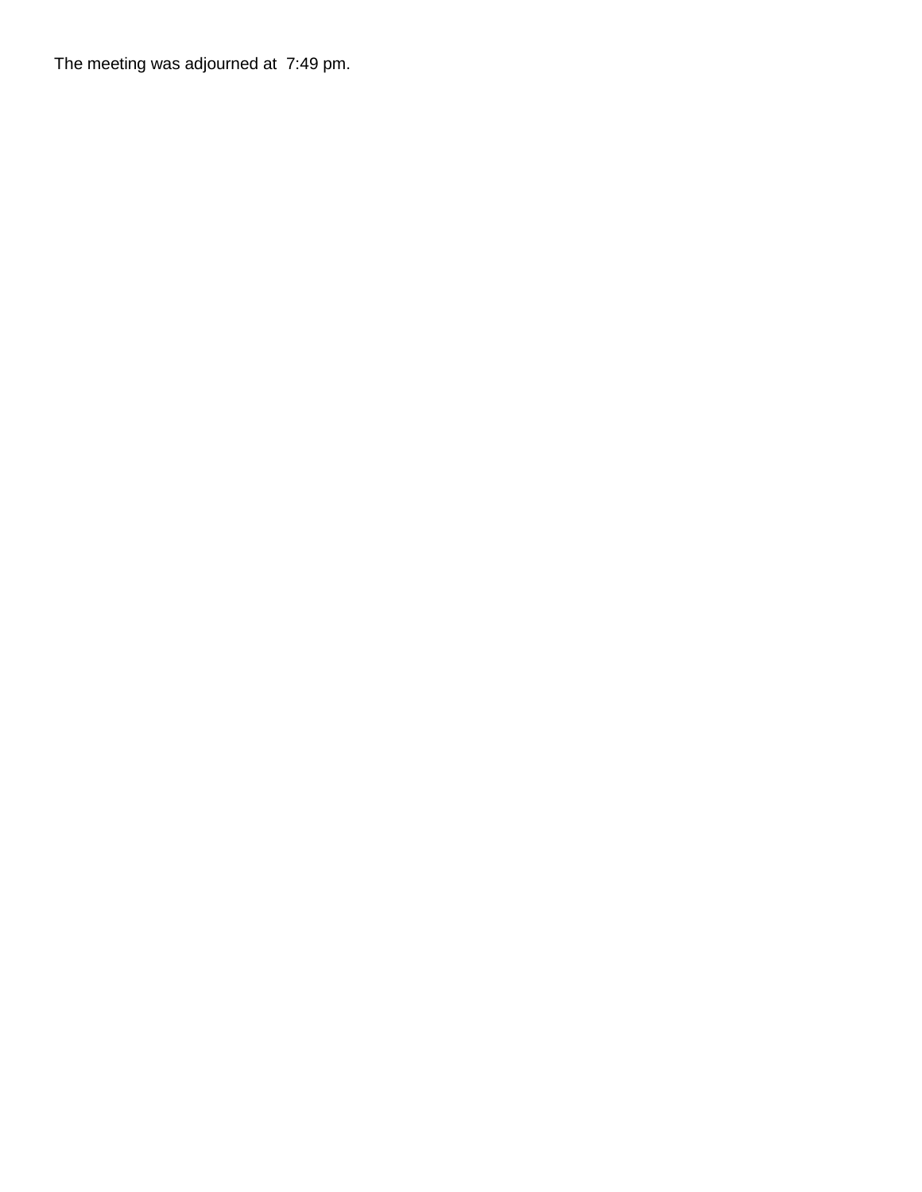The meeting was adjourned at 7:49 pm.